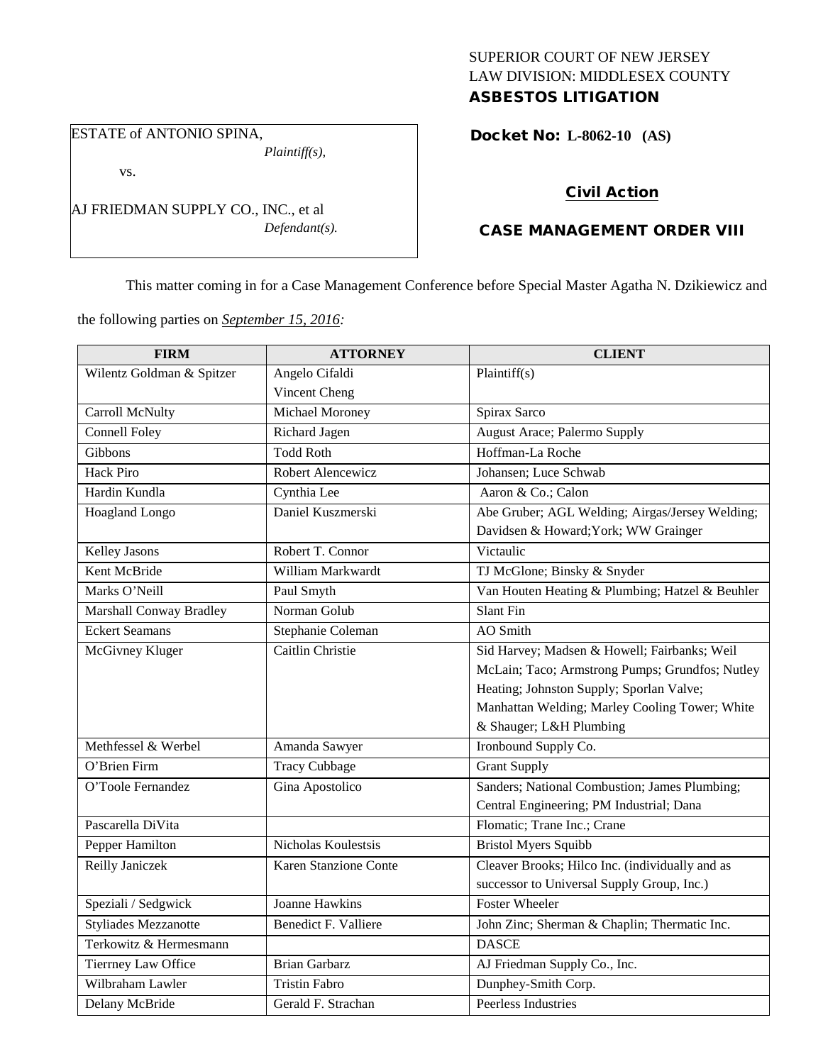SUPERIOR COURT OF NEW JERSEY
LAW DIVISION: MIDDLESEX COUNTY
**ASBESTOS LITIGATION**

ESTATE of ANTONIO SPINA,
*Plaintiff(s),*

vs.

AJ FRIEDMAN SUPPLY CO., INC., et al
*Defendant(s).*

**Docket No: L-8062-10 (AS)**

**Civil Action**

**CASE MANAGEMENT ORDER VIII**

This matter coming in for a Case Management Conference before Special Master Agatha N. Dzikiewicz and the following parties on *September 15, 2016:*

| FIRM | ATTORNEY | CLIENT |
|---|---|---|
| Wilentz Goldman & Spitzer | Angelo Cifaldi<br>Vincent Cheng | Plaintiff(s) |
| Carroll McNulty | Michael Moroney | Spirax Sarco |
| Connell Foley | Richard Jagen | August Arace; Palermo Supply |
| Gibbons | Todd Roth | Hoffman-La Roche |
| Hack Piro | Robert Alencewicz | Johansen; Luce Schwab |
| Hardin Kundla | Cynthia Lee | Aaron & Co.; Calon |
| Hoagland Longo | Daniel Kuszmerski | Abe Gruber; AGL Welding; Airgas/Jersey Welding; Davidsen & Howard;York; WW Grainger |
| Kelley Jasons | Robert T. Connor | Victaulic |
| Kent McBride | William Markwardt | TJ McGlone; Binsky & Snyder |
| Marks O'Neill | Paul Smyth | Van Houten Heating & Plumbing; Hatzel & Beuhler |
| Marshall Conway Bradley | Norman Golub | Slant Fin |
| Eckert Seamans | Stephanie Coleman | AO Smith |
| McGivney Kluger | Caitlin Christie | Sid Harvey; Madsen & Howell; Fairbanks; Weil McLain; Taco; Armstrong Pumps; Grundfos; Nutley Heating; Johnston Supply; Sporlan Valve; Manhattan Welding; Marley Cooling Tower; White & Shauger; L&H Plumbing |
| Methfessel & Werbel | Amanda Sawyer | Ironbound Supply Co. |
| O'Brien Firm | Tracy Cubbage | Grant Supply |
| O'Toole Fernandez | Gina Apostolico | Sanders; National Combustion; James Plumbing; Central Engineering; PM Industrial; Dana |
| Pascarella DiVita | | Flomatic; Trane Inc.; Crane |
| Pepper Hamilton | Nicholas Koulestsis | Bristol Myers Squibb |
| Reilly Janiczek | Karen Stanzione Conte | Cleaver Brooks; Hilco Inc. (individually and as successor to Universal Supply Group, Inc.) |
| Speziali / Sedgwick | Joanne Hawkins | Foster Wheeler |
| Styliades Mezzanotte | Benedict F. Valliere | John Zinc; Sherman & Chaplin; Thermatic Inc. |
| Terkowitz & Hermesmann | | DASCE |
| Tierrney Law Office | Brian Garbarz | AJ Friedman Supply Co., Inc. |
| Wilbraham Lawler | Tristin Fabro | Dunphey-Smith Corp. |
| Delany McBride | Gerald F. Strachan | Peerless Industries |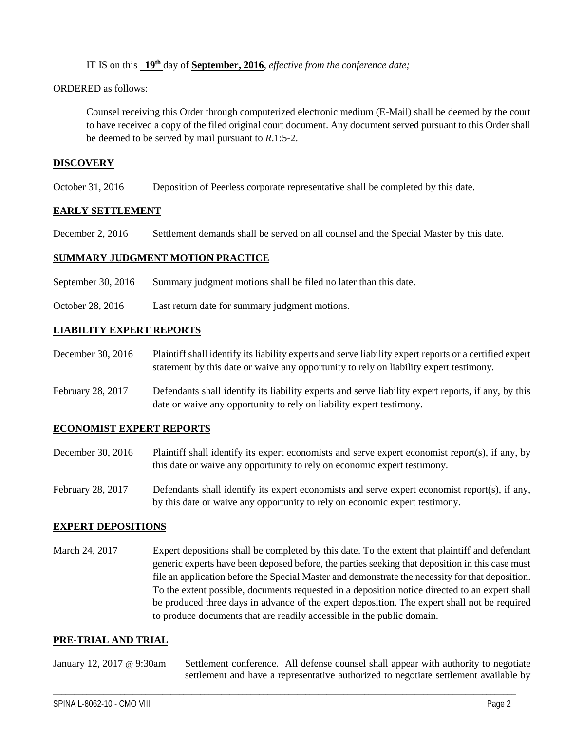IT IS on this **19th** day of **September, 2016**, *effective from the conference date;*

ORDERED as follows:

Counsel receiving this Order through computerized electronic medium (E-Mail) shall be deemed by the court to have received a copy of the filed original court document. Any document served pursuant to this Order shall be deemed to be served by mail pursuant to *R*.1:5-2.

**DISCOVERY**

| | |
|---|---|
| October 31, 2016 | Deposition of Peerless corporate representative shall be completed by this date. |

**EARLY SETTLEMENT**

| | |
|---|---|
| December 2, 2016 | Settlement demands shall be served on all counsel and the Special Master by this date. |

**SUMMARY JUDGMENT MOTION PRACTICE**

| | |
|---|---|
| September 30, 2016 | Summary judgment motions shall be filed no later than this date. |
| October 28, 2016 | Last return date for summary judgment motions. |

**LIABILITY EXPERT REPORTS**

| | |
|---|---|
| December 30, 2016 | Plaintiff shall identify its liability experts and serve liability expert reports or a certified expert statement by this date or waive any opportunity to rely on liability expert testimony. |
| February 28, 2017 | Defendants shall identify its liability experts and serve liability expert reports, if any, by this date or waive any opportunity to rely on liability expert testimony. |

**ECONOMIST EXPERT REPORTS**

| | |
|---|---|
| December 30, 2016 | Plaintiff shall identify its expert economists and serve expert economist report(s), if any, by this date or waive any opportunity to rely on economic expert testimony. |
| February 28, 2017 | Defendants shall identify its expert economists and serve expert economist report(s), if any, by this date or waive any opportunity to rely on economic expert testimony. |

**EXPERT DEPOSITIONS**

| | |
|---|---|
| March 24, 2017 | Expert depositions shall be completed by this date. To the extent that plaintiff and defendant generic experts have been deposed before, the parties seeking that deposition in this case must file an application before the Special Master and demonstrate the necessity for that deposition. To the extent possible, documents requested in a deposition notice directed to an expert shall be produced three days in advance of the expert deposition. The expert shall not be required to produce documents that are readily accessible in the public domain. |

**PRE-TRIAL AND TRIAL**

| | |
|---|---|
| January 12, 2017 @ 9:30am | Settlement conference. All defense counsel shall appear with authority to negotiate settlement and have a representative authorized to negotiate settlement available by |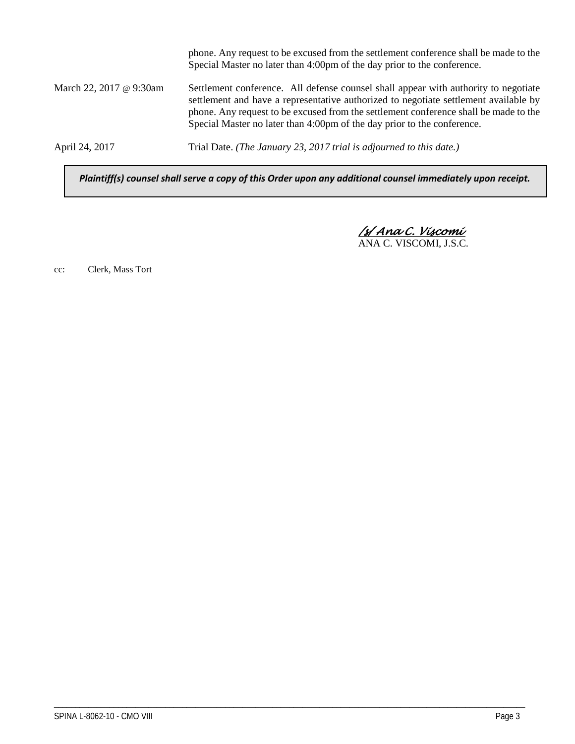| | |
|---|---|
| | phone. Any request to be excused from the settlement conference shall be made to the Special Master no later than 4:00pm of the day prior to the conference. |
| March 22, 2017 @ 9:30am | Settlement conference. All defense counsel shall appear with authority to negotiate settlement and have a representative authorized to negotiate settlement available by phone. Any request to be excused from the settlement conference shall be made to the Special Master no later than 4:00pm of the day prior to the conference. |
| April 24, 2017 | Trial Date. *(The January 23, 2017 trial is adjourned to this date.)* |

***Plaintiff(s) counsel shall serve a copy of this Order upon any additional counsel immediately upon receipt.***

*/s/ Ana C. Viscomi*
ANA C. VISCOMI, J.S.C.

cc: Clerk, Mass Tort